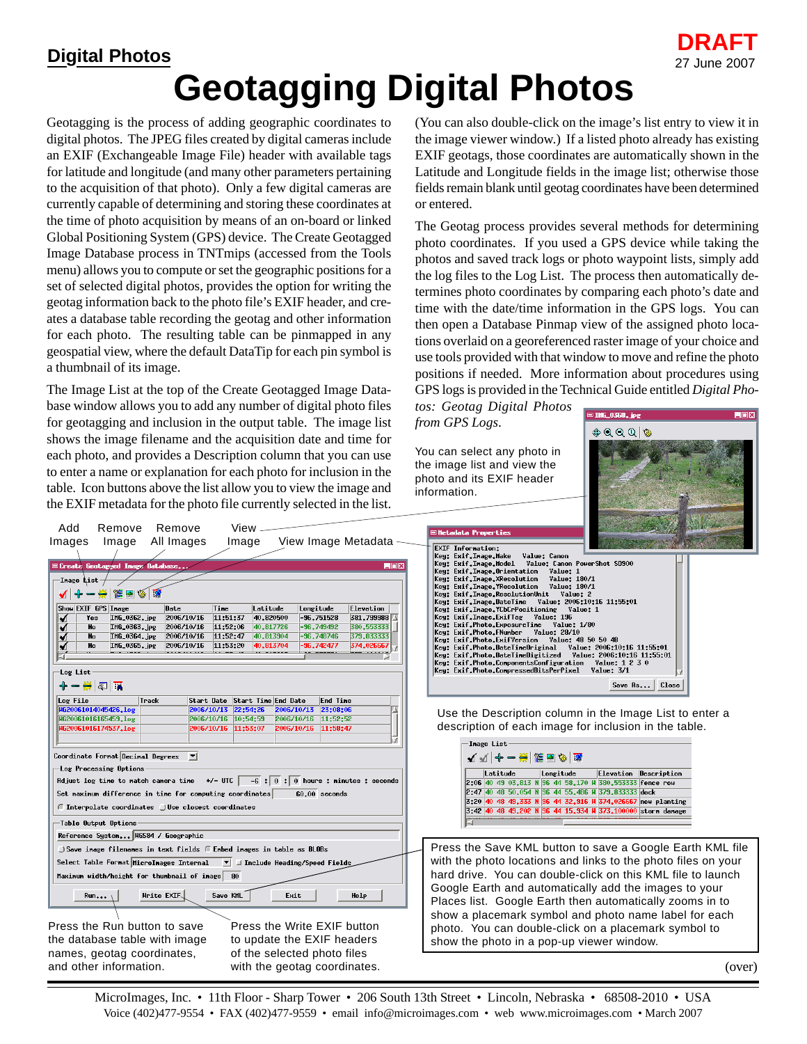## Digital Photos

**DRAFT**

27 June 2007

# Geotagging Digital Photos

Geotagging is the process of adding geographic coordinates to digital photos. The JPEG files created by digital cameras include an EXIF (Exchangeable Image File) header with available tags for latitude and longitude (and many other parameters pertaining to the acquisition of that photo). Only a few digital cameras are currently capable of determining and storing these coordinates at the time of photo acquisition by means of an on-board or linked Global Positioning System (GPS) device. The Create Geotagged Image Database process in TNTmips (accessed from the Tools menu) allows you to compute or set the geographic positions for a set of selected digital photos, provides the option for writing the geotag information back to the photo file's EXIF header, and creates a database table recording the geotag and other information for each photo. The resulting table can be pinmapped in any geospatial view, where the default DataTip for each pin symbol is a thumbnail of its image.

The Image List at the top of the Create Geotagged Image Database window allows you to add any number of digital photo files for geotagging and inclusion in the output table. The image list shows the image filename and the acquisition date and time for each photo, and provides a Description column that you can use to enter a name or explanation for each photo for inclusion in the table. Icon buttons above the list allow you to view the image and the EXIF metadata for the photo file currently selected in the list. (You can also double-click on the image's list entry to view it in the image viewer window.) If a listed photo already has existing EXIF geotags, those coordinates are automatically shown in the Latitude and Longitude fields in the image list; otherwise those fields remain blank until geotag coordinates have been determined or entered.

The Geotag process provides several methods for determining photo coordinates. If you used a GPS device while taking the photos and saved track logs or photo waypoint lists, simply add the log files to the Log List. The process then automatically determines photo coordinates by comparing each photo's date and time with the date/time information in the GPS logs. You can then open a Database Pinmap view of the assigned photo locations overlaid on a georeferenced raster image of your choice and use tools provided with that window to move and refine the photo positions if needed. More information about procedures using GPS logs is provided in the Technical Guide entitled *Digital Photos: Geotag Digital Photos from GPS Logs.*

You can select any photo in the image list and view the photo and its EXIF header information.

Add Images   Remove Image   Remove All Images   View Image   View Image Metadata

Use the Description column in the Image List to enter a description of each image for inclusion in the table.

Press the Save KML button to save a Google Earth KML file with the photo locations and links to the photo files on your hard drive. You can double-click on this KML file to launch Google Earth and automatically add the images to your Places list. Google Earth then automatically zooms in to show a placemark symbol and photo name label for each photo. You can double-click on a placemark symbol to show the photo in a pop-up viewer window.

Press the Run button to save the database table with image names, geotag coordinates, and other information.

Press the Write EXIF button to update the EXIF headers of the selected photo files with the geotag coordinates.

(over)

MicroImages, Inc. • 11th Floor - Sharp Tower • 206 South 13th Street • Lincoln, Nebraska • 68508-2010 • USA
Voice (402)477-9554 • FAX (402)477-9559 • email info@microimages.com • web www.microimages.com • March 2007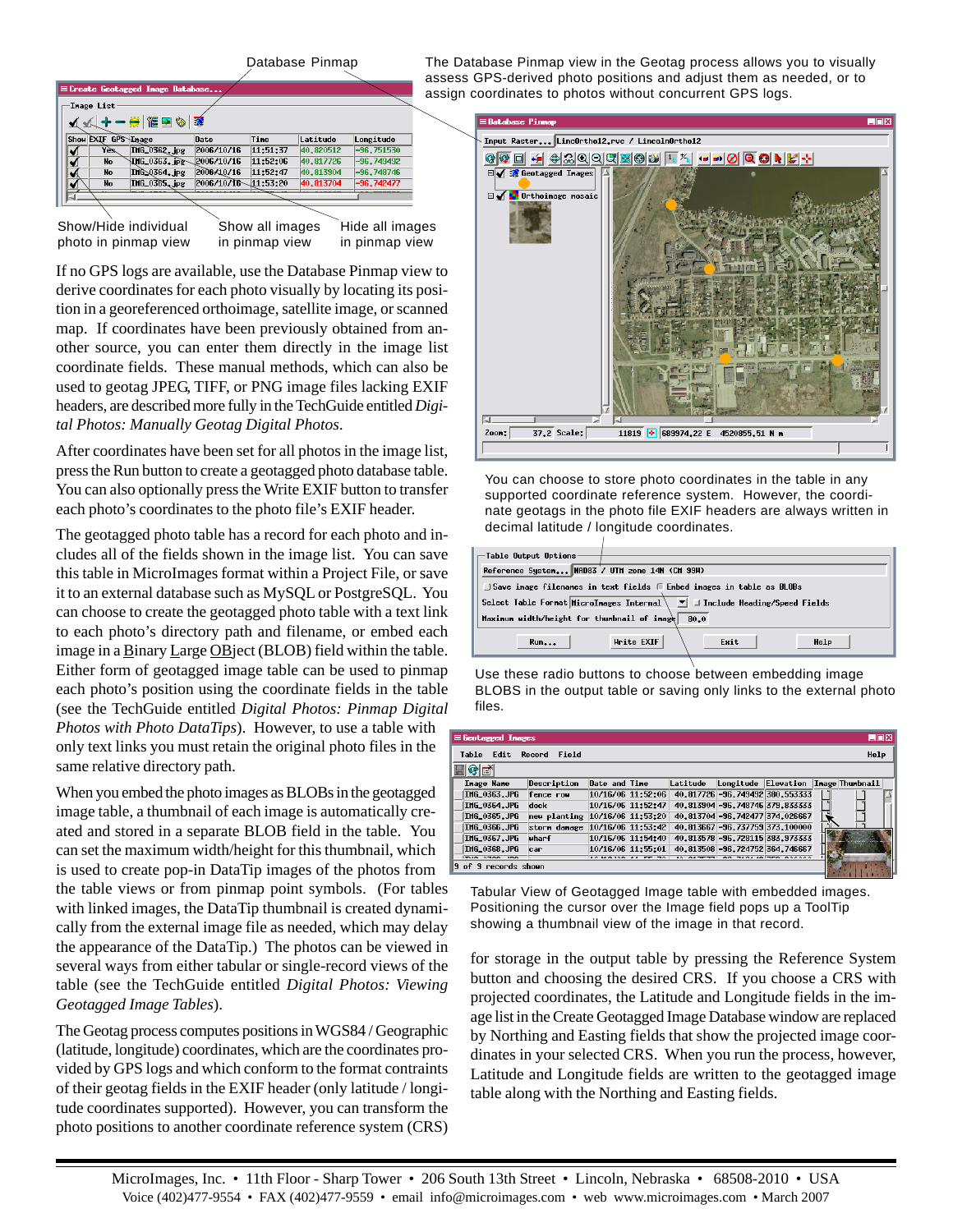Database Pinmap

The Database Pinmap view in the Geotag process allows you to visually assess GPS-derived photo positions and adjust them as needed, or to assign coordinates to photos without concurrent GPS logs.

Show/Hide individual photo in pinmap view

Show all images in pinmap view

Hide all images in pinmap view

If no GPS logs are available, use the Database Pinmap view to derive coordinates for each photo visually by locating its position in a georeferenced orthoimage, satellite image, or scanned map. If coordinates have been previously obtained from another source, you can enter them directly in the image list coordinate fields. These manual methods, which can also be used to geotag JPEG, TIFF, or PNG image files lacking EXIF headers, are described more fully in the TechGuide entitled *Digital Photos: Manually Geotag Digital Photos*.

After coordinates have been set for all photos in the image list, press the Run button to create a geotagged photo database table. You can also optionally press the Write EXIF button to transfer each photo's coordinates to the photo file's EXIF header.

The geotagged photo table has a record for each photo and includes all of the fields shown in the image list. You can save this table in MicroImages format within a Project File, or save it to an external database such as MySQL or PostgreSQL. You can choose to create the geotagged photo table with a text link to each photo's directory path and filename, or embed each image in a Binary Large OBject (BLOB) field within the table. Either form of geotagged image table can be used to pinmap each photo's position using the coordinate fields in the table (see the TechGuide entitled *Digital Photos: Pinmap Digital Photos with Photo DataTips*). However, to use a table with only text links you must retain the original photo files in the same relative directory path.

When you embed the photo images as BLOBs in the geotagged image table, a thumbnail of each image is automatically created and stored in a separate BLOB field in the table. You can set the maximum width/height for this thumbnail, which is used to create pop-in DataTip images of the photos from the table views or from pinmap point symbols. (For tables with linked images, the DataTip thumbnail is created dynamically from the external image file as needed, which may delay the appearance of the DataTip.) The photos can be viewed in several ways from either tabular or single-record views of the table (see the TechGuide entitled *Digital Photos: Viewing Geotagged Image Tables*).

The Geotag process computes positions in WGS84 / Geographic (latitude, longitude) coordinates, which are the coordinates provided by GPS logs and which conform to the format contraints of their geotag fields in the EXIF header (only latitude / longitude coordinates supported). However, you can transform the photo positions to another coordinate reference system (CRS) for storage in the output table by pressing the Reference System button and choosing the desired CRS. If you choose a CRS with projected coordinates, the Latitude and Longitude fields in the image list in the Create Geotagged Image Database window are replaced by Northing and Easting fields that show the projected image coordinates in your selected CRS. When you run the process, however, Latitude and Longitude fields are written to the geotagged image table along with the Northing and Easting fields.

You can choose to store photo coordinates in the table in any supported coordinate reference system. However, the coordinate geotags in the photo file EXIF headers are always written in decimal latitude / longitude coordinates.

Use these radio buttons to choose between embedding image BLOBS in the output table or saving only links to the external photo files.

Tabular View of Geotagged Image table with embedded images. Positioning the cursor over the Image field pops up a ToolTip showing a thumbnail view of the image in that record.

MicroImages, Inc. • 11th Floor - Sharp Tower • 206 South 13th Street • Lincoln, Nebraska • 68508-2010 • USA
Voice (402)477-9554 • FAX (402)477-9559 • email info@microimages.com • web www.microimages.com • March 2007